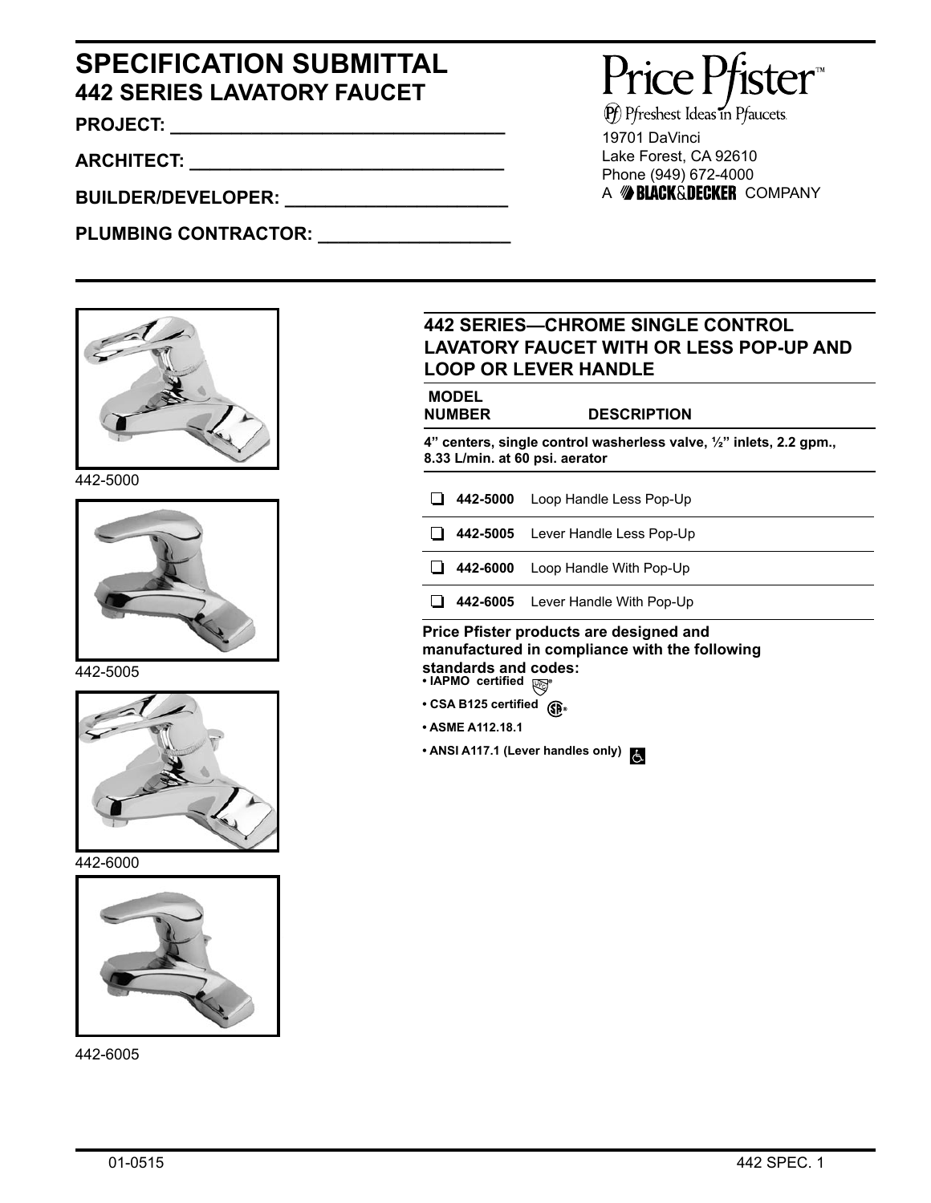# SPECIFICATION SUBMITTAL
## 442 SERIES LAVATORY FAUCET

**PROJECT:** ________________________________

**ARCHITECT:** ________________________________

**BUILDER/DEVELOPER:** ______________________

**PLUMBING CONTRACTOR:** ___________________

Price Pfister™
Pfreshest Ideas in Pfaucets.

19701 DaVinci
Lake Forest, CA 92610
Phone (949) 672-4000
A BLACK&DECKER COMPANY

442-5000

442-5005

442-6000

442-6005

### 442 SERIES—CHROME SINGLE CONTROL LAVATORY FAUCET WITH OR LESS POP-UP AND LOOP OR LEVER HANDLE

| MODEL NUMBER | DESCRIPTION |
|---|---|
| **4" centers, single control washerless valve, ½" inlets, 2.2 gpm., 8.33 L/min. at 60 psi. aerator** | |
| ❑ **442-5000** | Loop Handle Less Pop-Up |
| ❑ **442-5005** | Lever Handle Less Pop-Up |
| ❑ **442-6000** | Loop Handle With Pop-Up |
| ❑ **442-6005** | Lever Handle With Pop-Up |

**Price Pfister products are designed and manufactured in compliance with the following standards and codes:**

- **IAPMO certified**
- **CSA B125 certified**
- **ASME A112.18.1**
- **ANSI A117.1 (Lever handles only)**

01-0515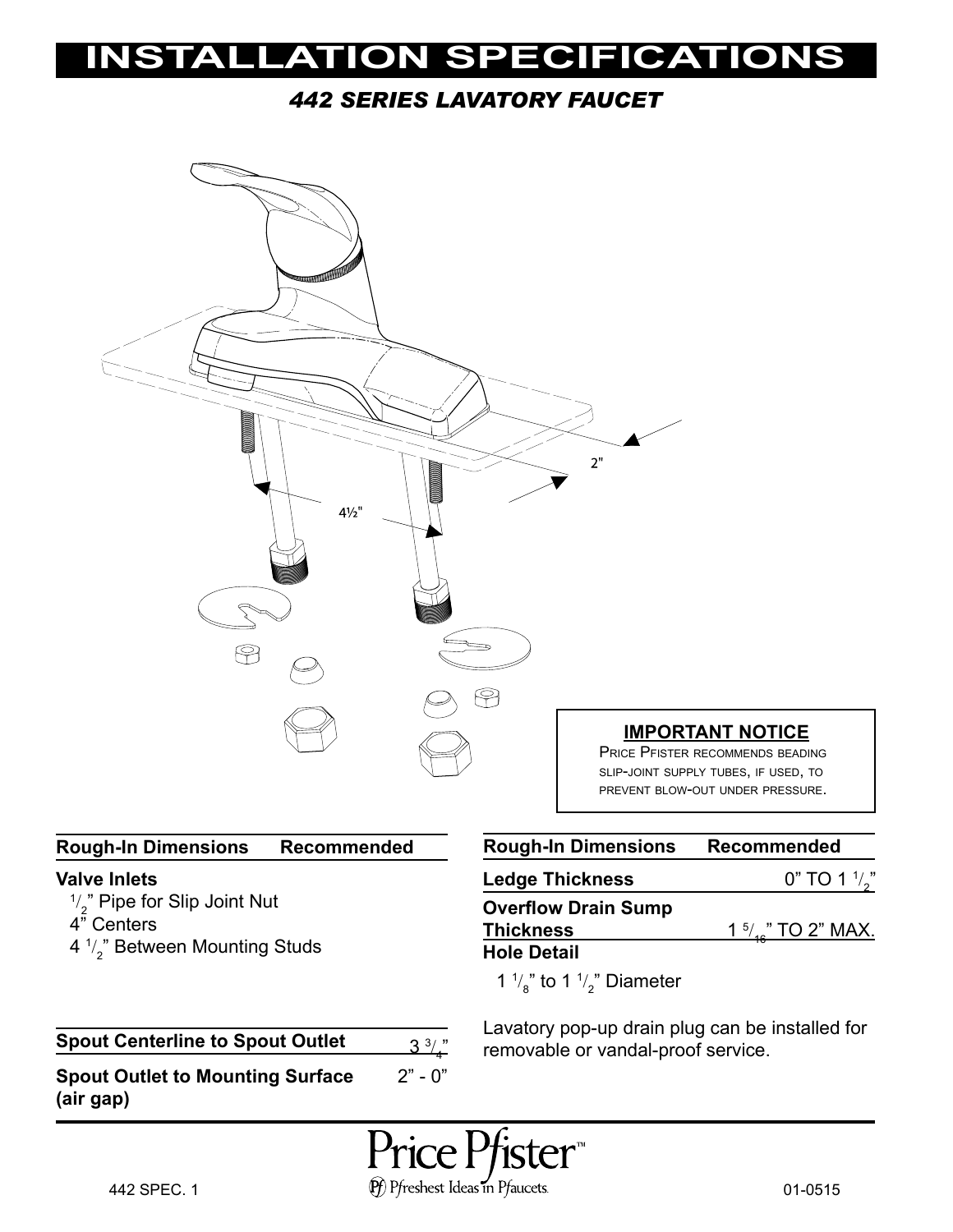# INSTALLATION SPECIFICATIONS

## *442 SERIES LAVATORY FAUCET*

2"

4½"

**IMPORTANT NOTICE**

PRICE PFISTER RECOMMENDS BEADING SLIP-JOINT SUPPLY TUBES, IF USED, TO PREVENT BLOW-OUT UNDER PRESSURE.

| Rough-In Dimensions | Recommended |
|---|---|
| **Valve Inlets** | |
| $^1/_2$" Pipe for Slip Joint Nut | |
| 4" Centers | |
| 4 $^1/_2$" Between Mounting Studs | |

| **Spout Centerline to Spout Outlet** | 3 $^3/_4$" |
|---|---|
| **Spout Outlet to Mounting Surface (air gap)** | 2" - 0" |

| Rough-In Dimensions | Recommended |
|---|---|
| **Ledge Thickness** | 0" TO 1 $^1/_2$" |
| **Overflow Drain Sump Thickness** | 1 $^5/_{16}$" TO 2" MAX. |
| **Hole Detail** | |
| 1 $^1/_8$" to 1 $^1/_2$" Diameter | |

Lavatory pop-up drain plug can be installed for removable or vandal-proof service.

Price Pfister™
Pfreshest Ideas in Pfaucets.

442 SPEC. 1

01-0515